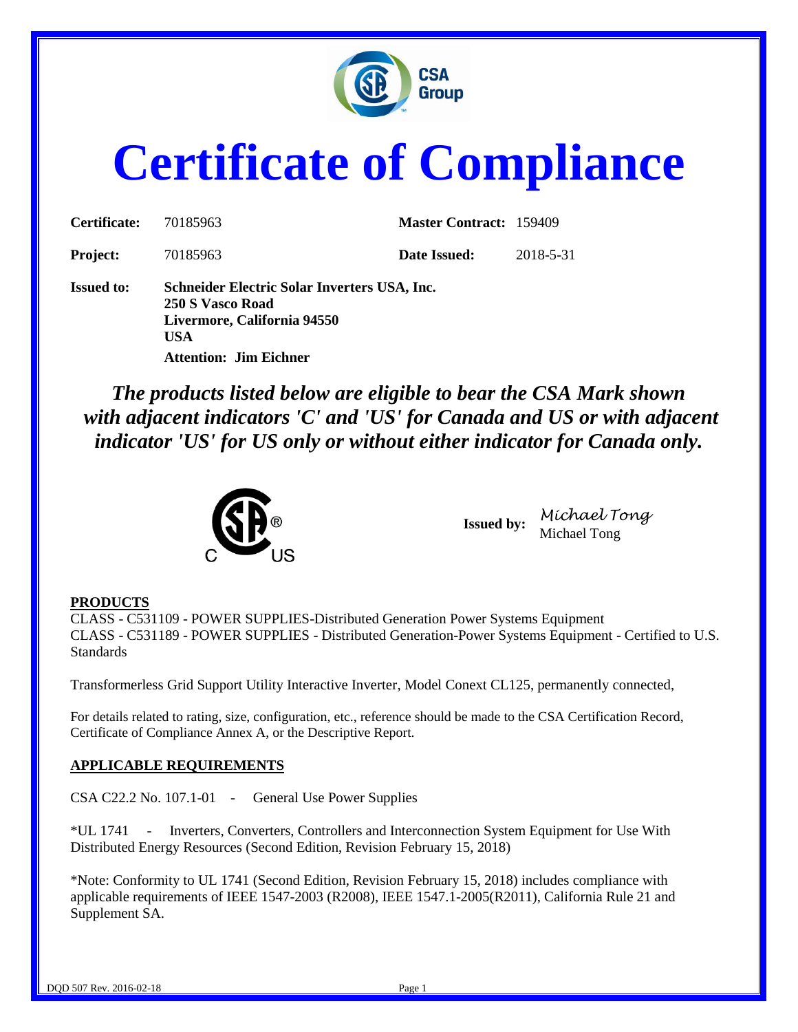# Certificate of Compliance

| | | | |
|---|---|---|---|
| **Certificate:** | 70185963 | **Master Contract:** | 159409 |
| **Project:** | 70185963 | **Date Issued:** | 2018-5-31 |

**Issued to:** **Schneider Electric Solar Inverters USA, Inc.**
**250 S Vasco Road**
**Livermore, California 94550**
**USA**
**Attention: Jim Eichner**

***The products listed below are eligible to bear the CSA Mark shown with adjacent indicators 'C' and 'US' for Canada and US or with adjacent indicator 'US' for US only or without either indicator for Canada only.***

**Issued by:** *Michael Tong*
Michael Tong

## PRODUCTS

CLASS - C531109 - POWER SUPPLIES-Distributed Generation Power Systems Equipment
CLASS - C531189 - POWER SUPPLIES - Distributed Generation-Power Systems Equipment - Certified to U.S. Standards

Transformerless Grid Support Utility Interactive Inverter, Model Conext CL125, permanently connected,

For details related to rating, size, configuration, etc., reference should be made to the CSA Certification Record, Certificate of Compliance Annex A, or the Descriptive Report.

## APPLICABLE REQUIREMENTS

CSA C22.2 No. 107.1-01 - General Use Power Supplies

*UL 1741 - Inverters, Converters, Controllers and Interconnection System Equipment for Use With Distributed Energy Resources (Second Edition, Revision February 15, 2018)

*Note: Conformity to UL 1741 (Second Edition, Revision February 15, 2018) includes compliance with applicable requirements of IEEE 1547-2003 (R2008), IEEE 1547.1-2005(R2011), California Rule 21 and Supplement SA.

DQD 507 Rev. 2016-02-18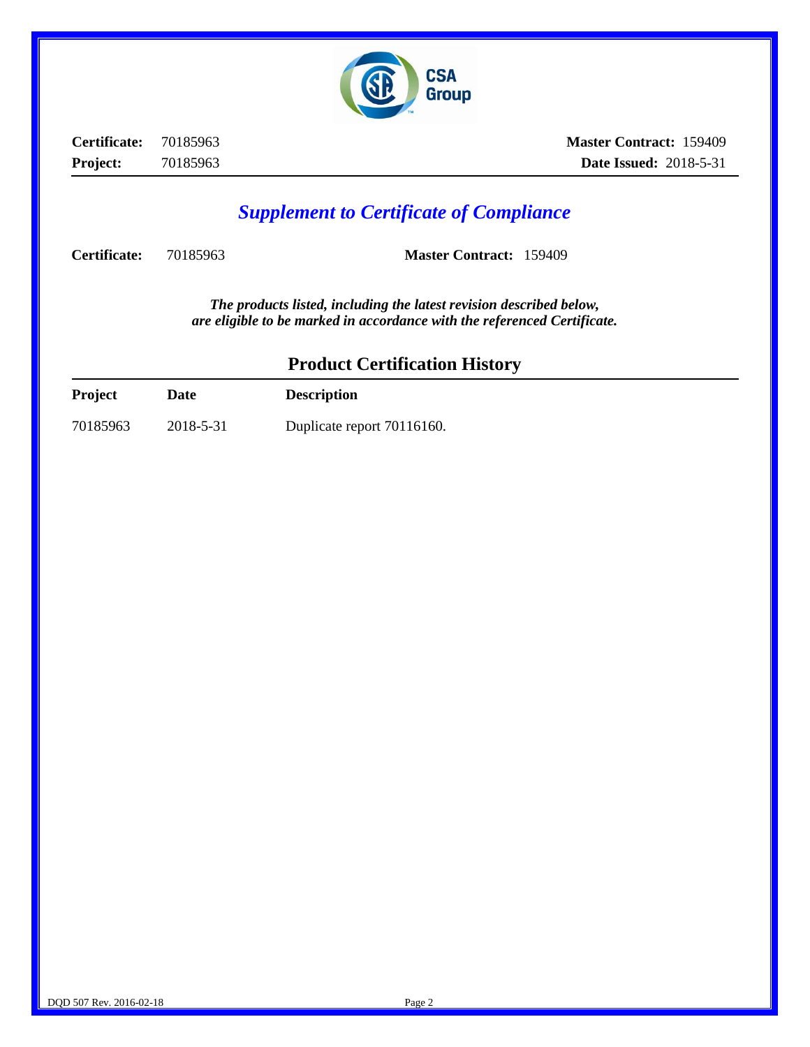**Certificate:** 70185963 **Master Contract:** 159409

**Project:** 70185963 **Date Issued:** 2018-5-31

## *Supplement to Certificate of Compliance*

**Certificate:** 70185963 **Master Contract:** 159409

***The products listed, including the latest revision described below, are eligible to be marked in accordance with the referenced Certificate.***

## Product Certification History

| Project | Date | Description |
| --- | --- | --- |
| 70185963 | 2018-5-31 | Duplicate report 70116160. |

DQD 507 Rev. 2016-02-18